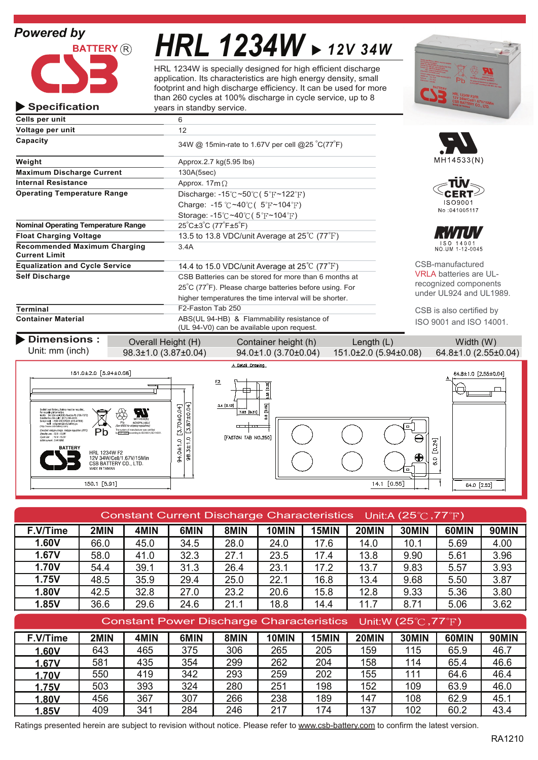Powered by

BATTERY®

CSB

# HRL 1234W ▶ 12V 34W

HRL 1234W is specially designed for high efficient discharge application. Its characteristics are high energy density, small footprint and high discharge efficiency. It can be used for more than 260 cycles at 100% discharge in cycle service, up to 8 years in standby service.

## ▶ Specification

| | |
|---|---|
| **Cells per unit** | 6 |
| **Voltage per unit** | 12 |
| **Capacity** | 34W @ 15min-rate to 1.67V per cell @25 °C(77°F) |
| **Weight** | Approx.2.7 kg(5.95 lbs) |
| **Maximum Discharge Current** | 130A(5sec) |
| **Internal Resistance** | Approx. 17mΩ |
| **Operating Temperature Range** | Discharge: -15℃~50℃ ( 5℉~122℉)<br>Charge: -15 ℃~40℃ ( 5℉~104℉)<br>Storage: -15℃~40℃ ( 5℉~104℉) |
| **Nominal Operating Temperature Range** | 25°C±3°C (77°F±5°F) |
| **Float Charging Voltage** | 13.5 to 13.8 VDC/unit Average at 25℃ (77℉) |
| **Recommended Maximum Charging Current Limit** | 3.4A |
| **Equalization and Cycle Service** | 14.4 to 15.0 VDC/unit Average at 25℃ (77℉) |
| **Self Discharge** | CSB Batteries can be stored for more than 6 months at 25°C (77°F). Please charge batteries before using. For higher temperatures the time interval will be shorter. |
| **Terminal** | F2-Faston Tab 250 |
| **Container Material** | ABS(UL 94-HB) & Flammability resistance of (UL 94-V0) can be available upon request. |

MH14533(N)

TÜV CERT ISO9001 No :041005117

RWTÜV ISO 14001 NO.UM 1-12-0045

CSB-manufactured VRLA batteries are UL-recognized components under UL924 and UL1989.

CSB is also certified by ISO 9001 and ISO 14001.

## ▶ Dimensions :

Unit: mm (inch)

| Overall Height (H) | Container height (h) | Length (L) | Width (W) |
|---|---|---|---|
| 98.3±1.0 (3.87±0.04) | 94.0±1.0 (3.70±0.04) | 151.0±2.0 (5.94±0.08) | 64.8±1.0 (2.55±0.04) |

## Constant Current Discharge Characteristics Unit:A (25℃,77℉)

| F.V/Time | 2MIN | 4MIN | 6MIN | 8MIN | 10MIN | 15MIN | 20MIN | 30MIN | 60MIN | 90MIN |
|---|---|---|---|---|---|---|---|---|---|---|
| 1.60V | 66.0 | 45.0 | 34.5 | 28.0 | 24.0 | 17.6 | 14.0 | 10.1 | 5.69 | 4.00 |
| 1.67V | 58.0 | 41.0 | 32.3 | 27.1 | 23.5 | 17.4 | 13.8 | 9.90 | 5.61 | 3.96 |
| 1.70V | 54.4 | 39.1 | 31.3 | 26.4 | 23.1 | 17.2 | 13.7 | 9.83 | 5.57 | 3.93 |
| 1.75V | 48.5 | 35.9 | 29.4 | 25.0 | 22.1 | 16.8 | 13.4 | 9.68 | 5.50 | 3.87 |
| 1.80V | 42.5 | 32.8 | 27.0 | 23.2 | 20.6 | 15.8 | 12.8 | 9.33 | 5.36 | 3.80 |
| 1.85V | 36.6 | 29.6 | 24.6 | 21.1 | 18.8 | 14.4 | 11.7 | 8.71 | 5.06 | 3.62 |

## Constant Power Discharge Characteristics Unit:W (25℃,77℉)

| F.V/Time | 2MIN | 4MIN | 6MIN | 8MIN | 10MIN | 15MIN | 20MIN | 30MIN | 60MIN | 90MIN |
|---|---|---|---|---|---|---|---|---|---|---|
| 1.60V | 643 | 465 | 375 | 306 | 265 | 205 | 159 | 115 | 65.9 | 46.7 |
| 1.67V | 581 | 435 | 354 | 299 | 262 | 204 | 158 | 114 | 65.4 | 46.6 |
| 1.70V | 550 | 419 | 342 | 293 | 259 | 202 | 155 | 111 | 64.6 | 46.4 |
| 1.75V | 503 | 393 | 324 | 280 | 251 | 198 | 152 | 109 | 63.9 | 46.0 |
| 1.80V | 456 | 367 | 307 | 266 | 238 | 189 | 147 | 108 | 62.9 | 45.1 |
| 1.85V | 409 | 341 | 284 | 246 | 217 | 174 | 137 | 102 | 60.2 | 43.4 |

Ratings presented herein are subject to revision without notice. Please refer to www.csb-battery.com to confirm the latest version.

RA1210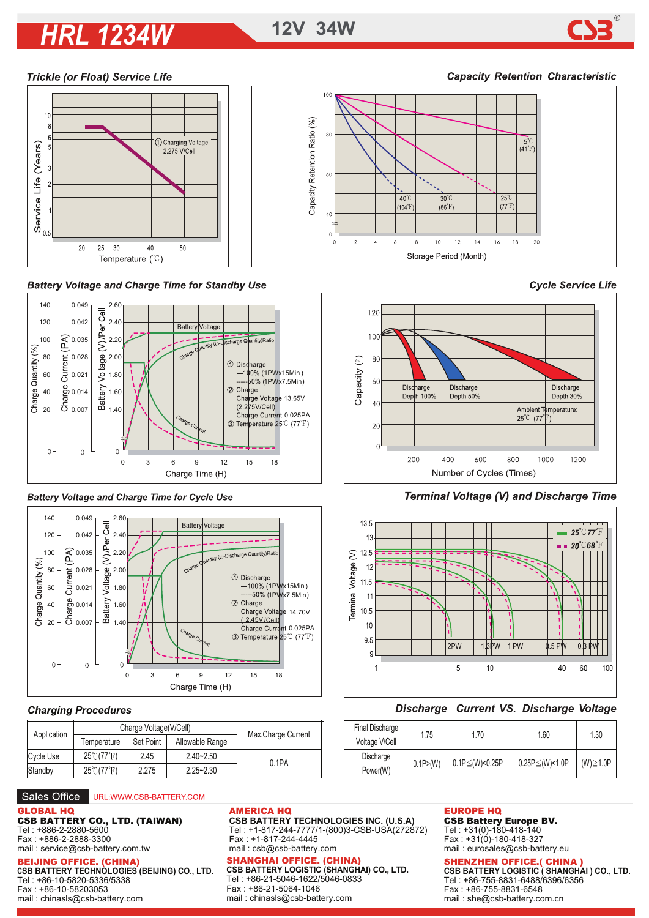# HRL 1234W

12V 34W

CSB

### Trickle (or Float) Service Life

Service Life (Years)

10
8
6
5
3
2
1
0.5

20 25 30 40 50

Temperature (℃)

① Charging Voltage 2.275 V/Cell

### Capacity Retention Characteristic

Capacity Retention Ratio (%)

100
80
60
40
0

0 2 4 6 8 10 12 14 16 18 20

Storage Period (Month)

40℃ (104℉)
30℃ (86℉)
25℃ (77℉)
5℃ (41℉)

### Battery Voltage and Charge Time for Standby Use

Charge Quantity (%): 140 120 100 80 60 40 20 0

Charge Current (PA): 0.049 0.042 0.035 0.028 0.021 0.014 0.007 0

Battery Voltage (V)/Per Cell: 2.60 2.40 2.20 2.00 1.80 1.60 1.40 0

Charge Time (H): 0 3 6 9 12 15 18

Battery Voltage

Charge Quantity (to-Discharge Quantity)Ratio

Charge Current

① Discharge
—100% (1PWx15Min)
-----50% (1PWx7.5Min)
② Charge
Charge Voltage 13.65V (2.275V/Cell)
Charge Current 0.025PA
③ Temperature 25℃ (77℉)

### Cycle Service Life

Capacity (%): 120 100 80 60 40 20 0

Number of Cycles (Times): 200 400 600 800 1000 1200

Discharge Depth 100%
Discharge Depth 50%
Discharge Depth 30%

Ambient Temperature: 25℃ (77℉)

### Battery Voltage and Charge Time for Cycle Use

Charge Quantity (%): 140 120 100 80 60 40 20 0

Charge Current (PA): 0.049 0.042 0.035 0.028 0.021 0.014 0.007 0

Battery Voltage (V)/Per Cell: 2.60 2.40 2.20 2.00 1.80 1.60 1.40 0

Charge Time (H): 0 3 6 9 12 15 18

Battery Voltage

Charge Quantity (to-Discharge Quantity)Ratio

Charge Current

① Discharge
—100% (1PWx15Min)
-----50% (1PWx7.5Min)
② Charge
Charge Voltage 14.70V (2.45V/Cell)
Charge Current 0.025PA
③ Temperature 25℃ (77℉)

### Terminal Voltage (V) and Discharge Time

Terminal Voltage (V): 13.5 13 12.5 12 11.5 11 10.5 10 9.5 9

1 5 10 40 60 100

25℃ 77℉
20℃ 68℉

2PW 1.3PW 1 PW 0.5 PW 0.3 PW

### Charging Procedures

| Application | Charge Voltage(V/Cell) | | | Max.Charge Current |
|---|---|---|---|---|
| | Temperature | Set Point | Allowable Range | |
| Cycle Use | 25℃(77℉) | 2.45 | 2.40~2.50 | 0.1PA |
| Standby | 25℃(77℉) | 2.275 | 2.25~2.30 | |

### Discharge Current VS. Discharge Voltage

| Final Discharge Voltage V/Cell | 1.75 | 1.70 | 1.60 | 1.30 |
|---|---|---|---|---|
| Discharge Power(W) | 0.1P>(W) | 0.1P≦(W)<0.25P | 0.25P≦(W)<1.0P | (W)≧1.0P |

**Sales Office** URL:WWW.CSB-BATTERY.COM

**GLOBAL HQ**
**CSB BATTERY CO., LTD. (TAIWAN)**
Tel : +886-2-2880-5600
Fax : +886-2-2888-3300
mail : service@csb-battery.com.tw

**BEIJING OFFICE. (CHINA)**
**CSB BATTERY TECHNOLOGIES (BEIJING) CO., LTD.**
Tel : +86-10-5820-5336/5338
Fax : +86-10-58203053
mail : chinasls@csb-battery.com

**AMERICA HQ**
**CSB BATTERY TECHNOLOGIES INC. (U.S.A)**
Tel : +1-817-244-7777/1-(800)3-CSB-USA(272872)
Fax : +1-817-244-4445
mail : csb@csb-battery.com

**SHANGHAI OFFICE. (CHINA)**
**CSB BATTERY LOGISTIC (SHANGHAI) CO., LTD.**
Tel : +86-21-5046-1622/5046-0833
Fax : +86-21-5064-1046
mail : chinasls@csb-battery.com

**EUROPE HQ**
**CSB Battery Europe BV.**
Tel : +31(0)-180-418-140
Fax : +31(0)-180-418-327
mail : eurosales@csb-battery.eu

**SHENZHEN OFFICE.( CHINA )**
**CSB BATTERY LOGISTIC ( SHANGHAI ) CO., LTD.**
Tel : +86-755-8831-6488/6396/6356
Fax : +86-755-8831-6548
mail : she@csb-battery.com.cn